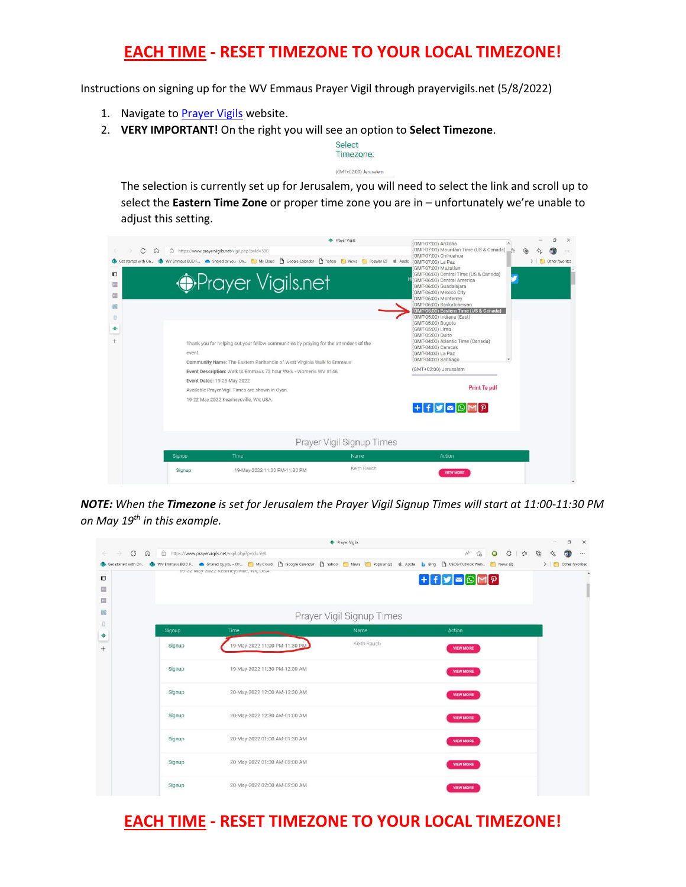# EACH TIME - RESET TIMEZONE TO YOUR LOCAL TIMEZONE!

Instructions on signing up for the WV Emmaus Prayer Vigil through prayervigils.net (5/8/2022)

1. Navigate to [Prayer Vigils](Prayer Vigils) website.
2. **VERY IMPORTANT!** On the right you will see an option to **Select Timezone**.

   Select Timezone:

   (GMT+02:00) Jerusalem

   The selection is currently set up for Jerusalem, you will need to select the link and scroll up to select the **Eastern Time Zone** or proper time zone you are in – unfortunately we're unable to adjust this setting.

***NOTE:*** *When the* ***Timezone*** *is set for Jerusalem the Prayer Vigil Signup Times will start at 11:00-11:30 PM on May 19th in this example.*

# EACH TIME - RESET TIMEZONE TO YOUR LOCAL TIMEZONE!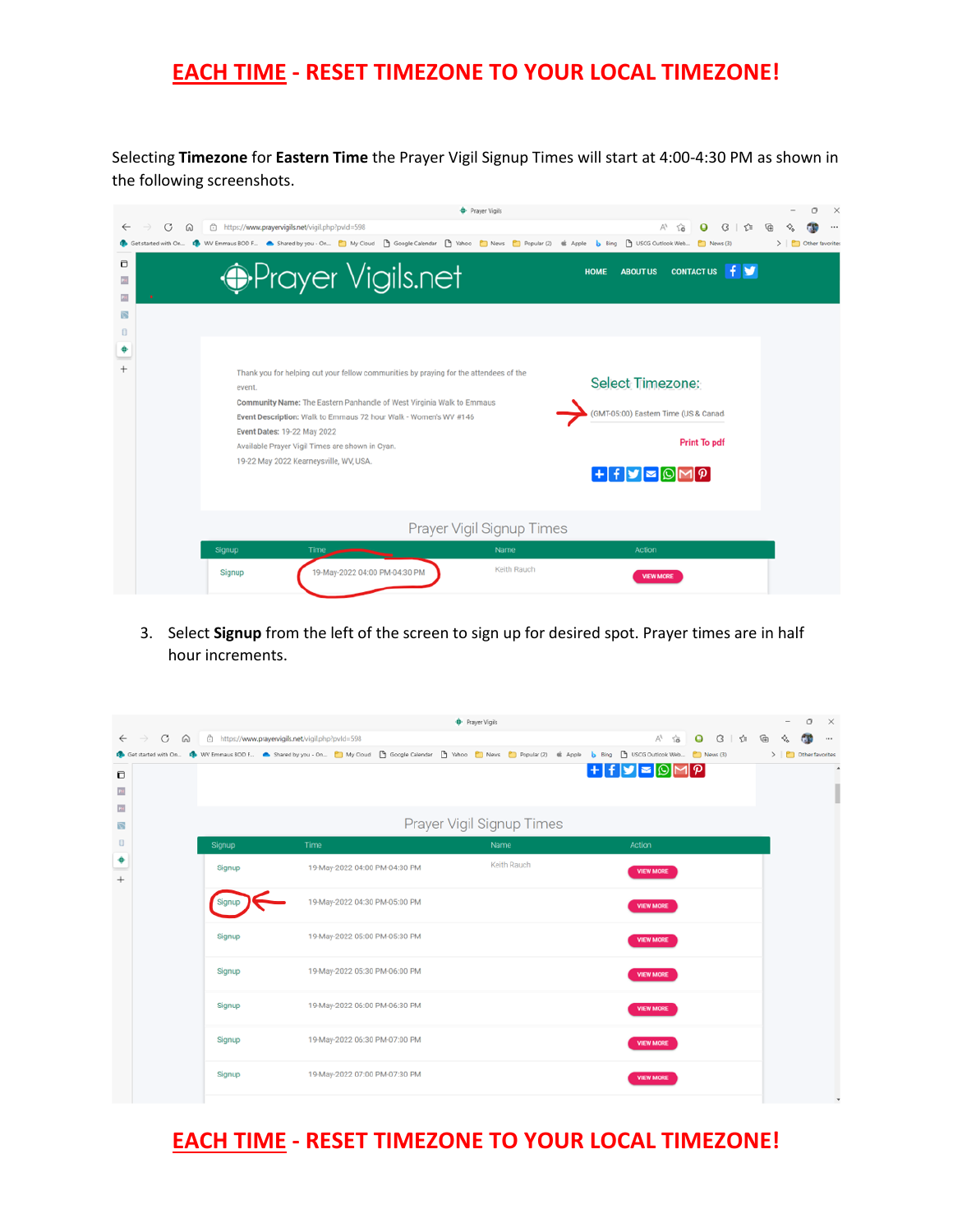# EACH TIME - RESET TIMEZONE TO YOUR LOCAL TIMEZONE!

Selecting **Timezone** for **Eastern Time** the Prayer Vigil Signup Times will start at 4:00-4:30 PM as shown in the following screenshots.

Thank you for helping cut your fellow communities by praying for the attendees of the event.

**Community Name:** The Eastern Panhandle of West Virginia Walk to Emmaus
**Event Description:** Walk to Emmaus 72 hour Walk - Women's WV #146
**Event Dates:** 19-22 May 2022
Available Prayer Vigil Times are shown in Cyan.
19-22 May 2022 Kearneysville, WV, USA.

Select Timezone:
(GMT-05:00) Eastern Time (US & Canad

Print To pdf

Prayer Vigil Signup Times

| Signup | Time | Name | Action |
|---|---|---|---|
| Signup | 19-May-2022 04:00 PM-04:30 PM | Keith Rauch | VIEW MORE |

3. Select **Signup** from the left of the screen to sign up for desired spot. Prayer times are in half hour increments.

Prayer Vigil Signup Times

| Signup | Time | Name | Action |
|---|---|---|---|
| Signup | 19-May-2022 04:00 PM-04:30 PM | Keith Rauch | VIEW MORE |
| Signup | 19-May-2022 04:30 PM-05:00 PM | | VIEW MORE |
| Signup | 19-May-2022 05:00 PM-05:30 PM | | VIEW MORE |
| Signup | 19-May-2022 05:30 PM-06:00 PM | | VIEW MORE |
| Signup | 19-May-2022 06:00 PM-06:30 PM | | VIEW MORE |
| Signup | 19-May-2022 06:30 PM-07:00 PM | | VIEW MORE |
| Signup | 19-May-2022 07:00 PM-07:30 PM | | VIEW MORE |

# EACH TIME - RESET TIMEZONE TO YOUR LOCAL TIMEZONE!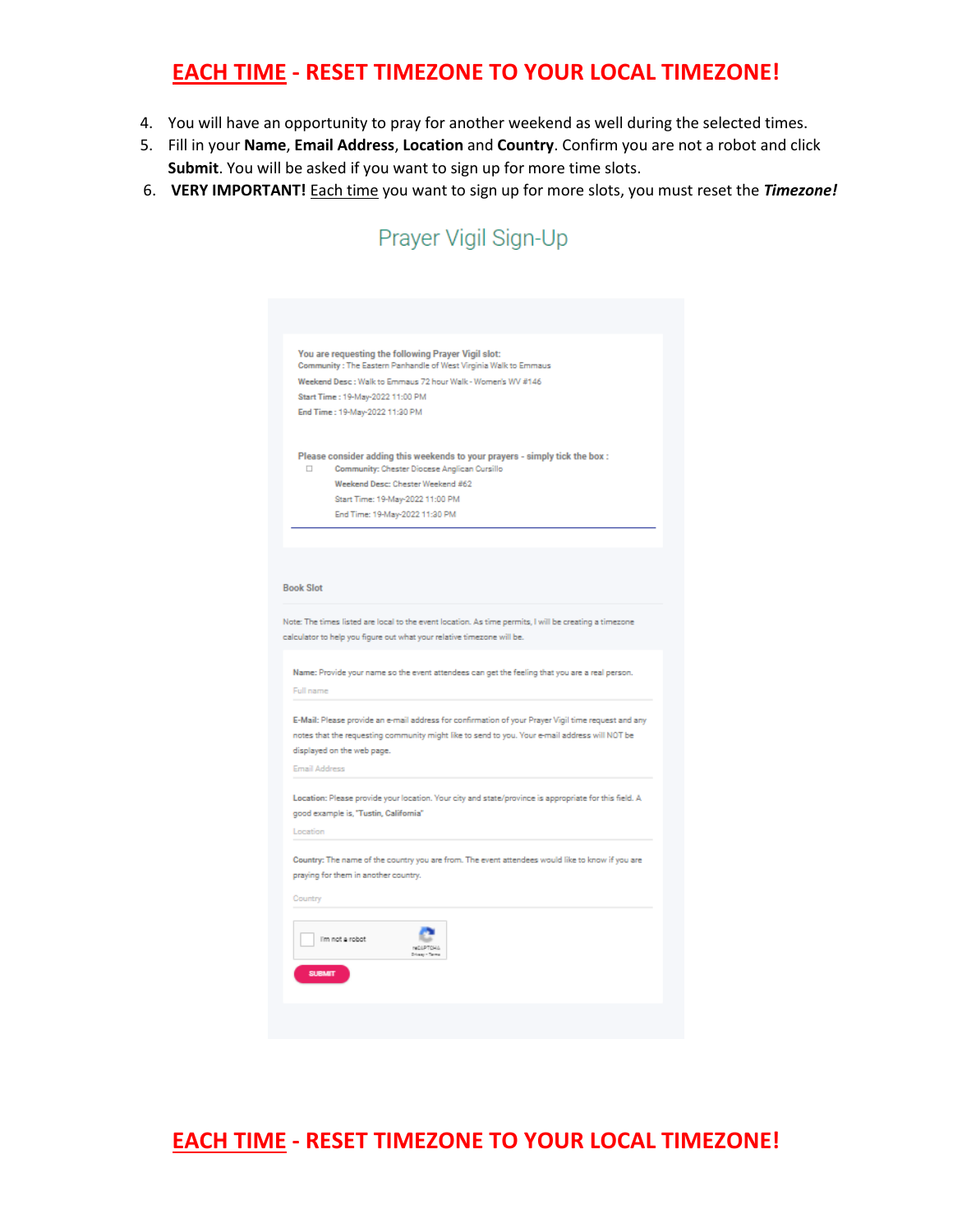# **EACH TIME - RESET TIMEZONE TO YOUR LOCAL TIMEZONE!**

4. You will have an opportunity to pray for another weekend as well during the selected times.
5. Fill in your **Name**, **Email Address**, **Location** and **Country**. Confirm you are not a robot and click **Submit**. You will be asked if you want to sign up for more time slots.
6. **VERY IMPORTANT!** Each time you want to sign up for more slots, you must reset the ***Timezone!***

## Prayer Vigil Sign-Up

**You are requesting the following Prayer Vigil slot:**
**Community :** The Eastern Panhandle of West Virginia Walk to Emmaus
**Weekend Desc :** Walk to Emmaus 72 hour Walk - Women's WV #146
**Start Time :** 19-May-2022 11:00 PM
**End Time :** 19-May-2022 11:30 PM

**Please consider adding this weekends to your prayers - simply tick the box :**

- ☐ **Community:** Chester Diocese Anglican Cursillo
  **Weekend Desc:** Chester Weekend #62
  Start Time: 19-May-2022 11:00 PM
  End Time: 19-May-2022 11:30 PM

**Book Slot**

Note: The times listed are local to the event location. As time permits, I will be creating a timezone calculator to help you figure out what your relative timezone will be.

**Name:** Provide your name so the event attendees can get the feeling that you are a real person.
Full name

**E-Mail:** Please provide an e-mail address for confirmation of your Prayer Vigil time request and any notes that the requesting community might like to send to you. Your e-mail address will NOT be displayed on the web page.
Email Address

**Location:** Please provide your location. Your city and state/province is appropriate for this field. A good example is, "Tustin, California"
Location

**Country:** The name of the country you are from. The event attendees would like to know if you are praying for them in another country.
Country

☐ I'm not a robot

SUBMIT

# **EACH TIME - RESET TIMEZONE TO YOUR LOCAL TIMEZONE!**